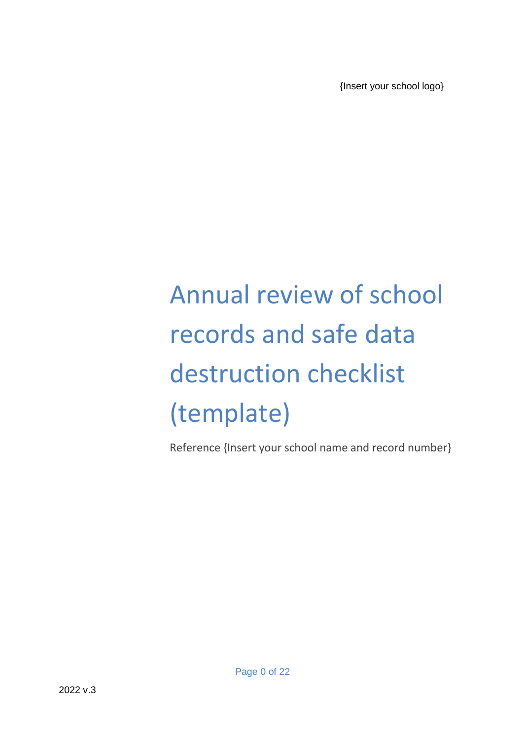{Insert your school logo}

# Annual review of school records and safe data destruction checklist (template)

Reference {Insert your school name and record number}

2022 v.3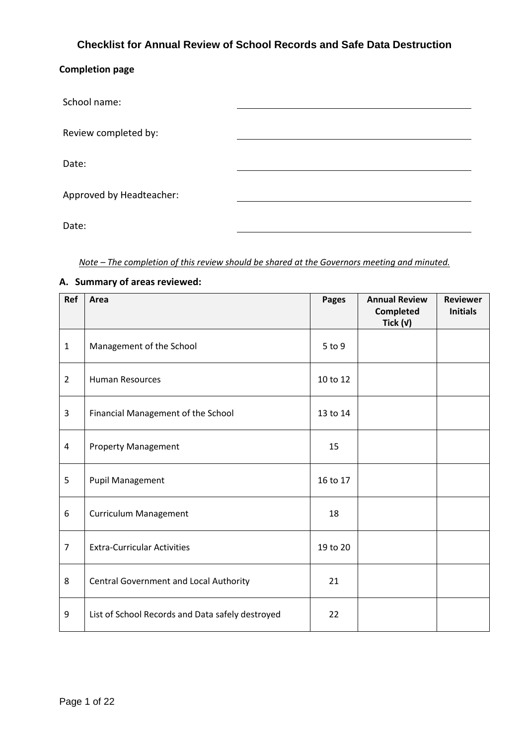# Checklist for Annual Review of School Records and Safe Data Destruction

**Completion page**

| | |
|---|---|
| School name: | |
| Review completed by: | |
| Date: | |
| Approved by Headteacher: | |
| Date: | |

*Note – The completion of this review should be shared at the Governors meeting and minuted.*

## A. Summary of areas reviewed:

| Ref | Area | Pages | Annual Review Completed Tick (√) | Reviewer Initials |
|---|---|---|---|---|
| 1 | Management of the School | 5 to 9 | | |
| 2 | Human Resources | 10 to 12 | | |
| 3 | Financial Management of the School | 13 to 14 | | |
| 4 | Property Management | 15 | | |
| 5 | Pupil Management | 16 to 17 | | |
| 6 | Curriculum Management | 18 | | |
| 7 | Extra-Curricular Activities | 19 to 20 | | |
| 8 | Central Government and Local Authority | 21 | | |
| 9 | List of School Records and Data safely destroyed | 22 | | |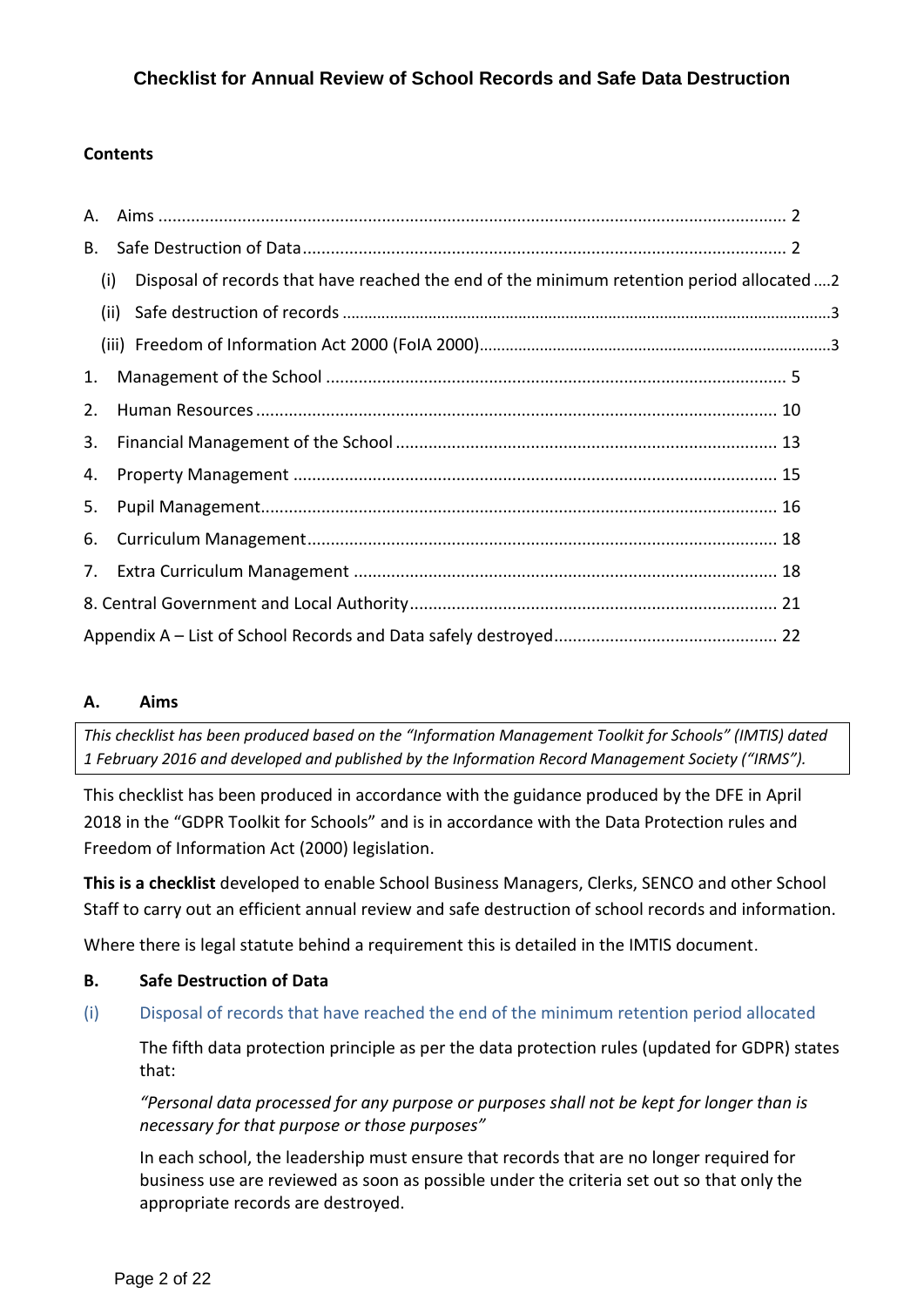### Checklist for Annual Review of School Records and Safe Data Destruction

**Contents**

A. Aims ..... 2
B. Safe Destruction of Data ..... 2
  (i) Disposal of records that have reached the end of the minimum retention period allocated ..... 2
  (ii) Safe destruction of records ..... 3
  (iii) Freedom of Information Act 2000 (FoIA 2000) ..... 3
1. Management of the School ..... 5
2. Human Resources ..... 10
3. Financial Management of the School ..... 13
4. Property Management ..... 15
5. Pupil Management ..... 16
6. Curriculum Management ..... 18
7. Extra Curriculum Management ..... 18
8. Central Government and Local Authority ..... 21
Appendix A – List of School Records and Data safely destroyed ..... 22

## A. Aims

*This checklist has been produced based on the "Information Management Toolkit for Schools" (IMTIS) dated 1 February 2016 and developed and published by the Information Record Management Society ("IRMS").*

This checklist has been produced in accordance with the guidance produced by the DFE in April 2018 in the "GDPR Toolkit for Schools" and is in accordance with the Data Protection rules and Freedom of Information Act (2000) legislation.

**This is a checklist** developed to enable School Business Managers, Clerks, SENCO and other School Staff to carry out an efficient annual review and safe destruction of school records and information.

Where there is legal statute behind a requirement this is detailed in the IMTIS document.

## B. Safe Destruction of Data

### (i) Disposal of records that have reached the end of the minimum retention period allocated

The fifth data protection principle as per the data protection rules (updated for GDPR) states that:

*"Personal data processed for any purpose or purposes shall not be kept for longer than is necessary for that purpose or those purposes"*

In each school, the leadership must ensure that records that are no longer required for business use are reviewed as soon as possible under the criteria set out so that only the appropriate records are destroyed.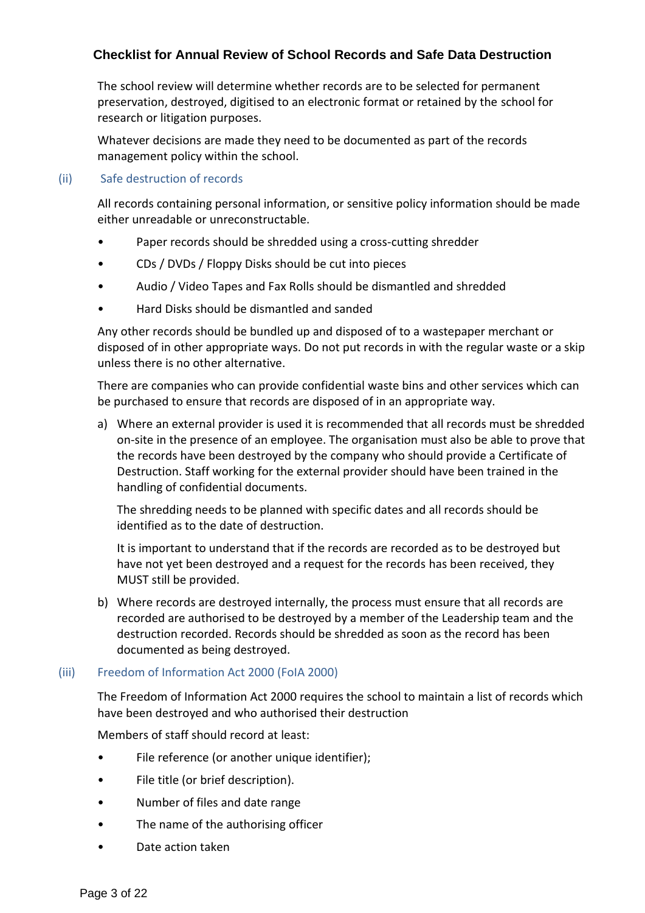## Checklist for Annual Review of School Records and Safe Data Destruction

The school review will determine whether records are to be selected for permanent preservation, destroyed, digitised to an electronic format or retained by the school for research or litigation purposes.

Whatever decisions are made they need to be documented as part of the records management policy within the school.

### (ii) Safe destruction of records

All records containing personal information, or sensitive policy information should be made either unreadable or unreconstructable.

- Paper records should be shredded using a cross-cutting shredder
- CDs / DVDs / Floppy Disks should be cut into pieces
- Audio / Video Tapes and Fax Rolls should be dismantled and shredded
- Hard Disks should be dismantled and sanded

Any other records should be bundled up and disposed of to a wastepaper merchant or disposed of in other appropriate ways. Do not put records in with the regular waste or a skip unless there is no other alternative.

There are companies who can provide confidential waste bins and other services which can be purchased to ensure that records are disposed of in an appropriate way.

a) Where an external provider is used it is recommended that all records must be shredded on-site in the presence of an employee. The organisation must also be able to prove that the records have been destroyed by the company who should provide a Certificate of Destruction. Staff working for the external provider should have been trained in the handling of confidential documents.

   The shredding needs to be planned with specific dates and all records should be identified as to the date of destruction.

   It is important to understand that if the records are recorded as to be destroyed but have not yet been destroyed and a request for the records has been received, they MUST still be provided.

b) Where records are destroyed internally, the process must ensure that all records are recorded are authorised to be destroyed by a member of the Leadership team and the destruction recorded. Records should be shredded as soon as the record has been documented as being destroyed.

### (iii) Freedom of Information Act 2000 (FoIA 2000)

The Freedom of Information Act 2000 requires the school to maintain a list of records which have been destroyed and who authorised their destruction

Members of staff should record at least:

- File reference (or another unique identifier);
- File title (or brief description).
- Number of files and date range
- The name of the authorising officer
- Date action taken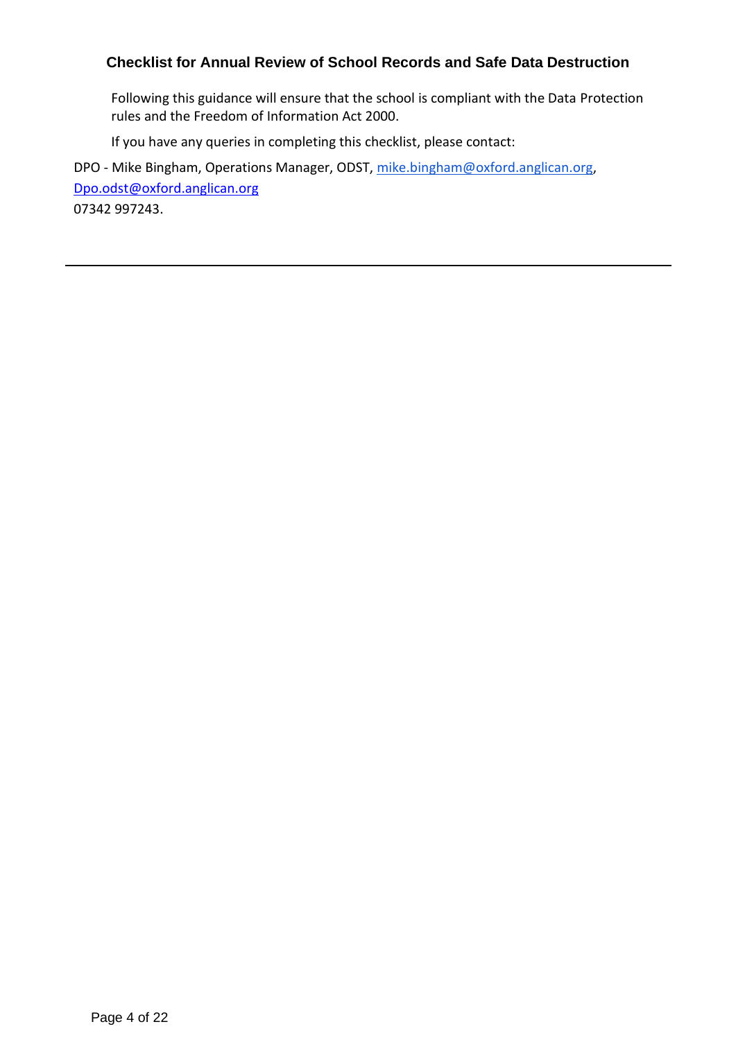## Checklist for Annual Review of School Records and Safe Data Destruction

Following this guidance will ensure that the school is compliant with the Data Protection rules and the Freedom of Information Act 2000.

If you have any queries in completing this checklist, please contact:

DPO - Mike Bingham, Operations Manager, ODST, mike.bingham@oxford.anglican.org, Dpo.odst@oxford.anglican.org
07342 997243.

---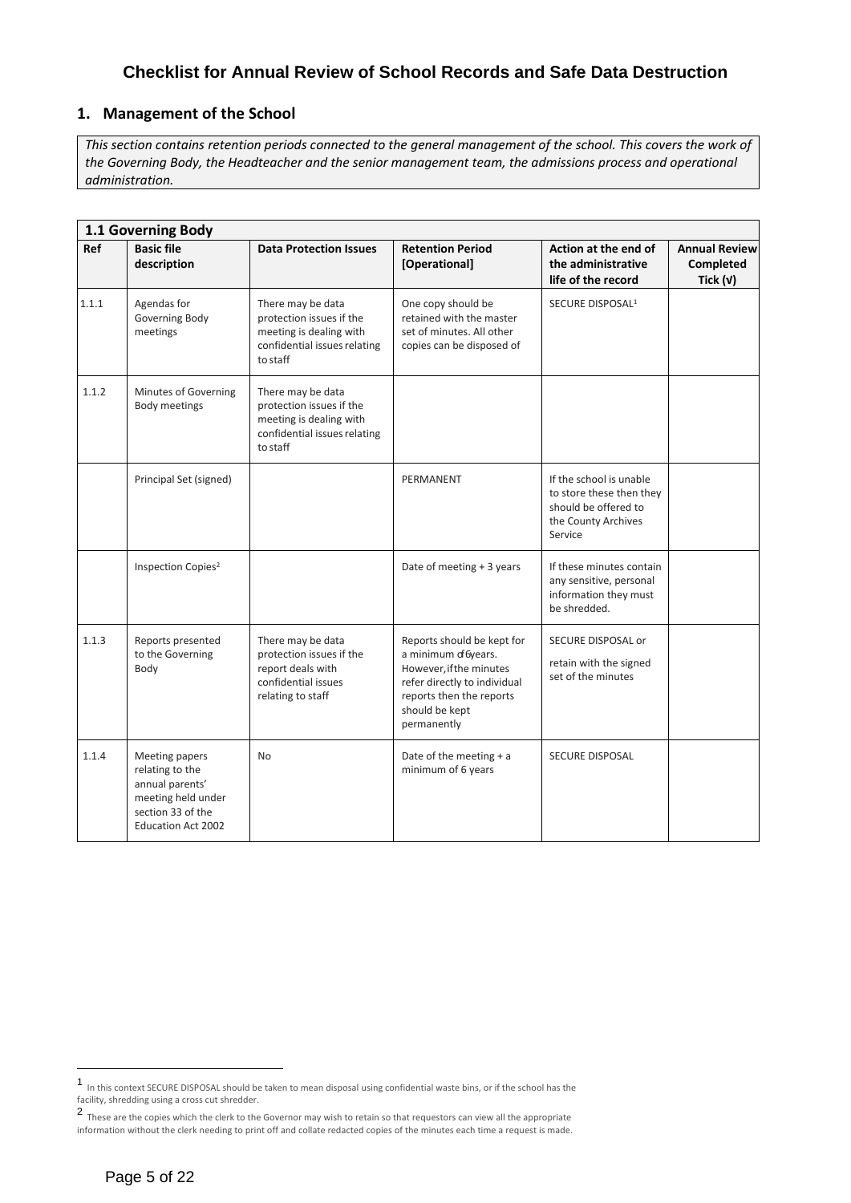## Checklist for Annual Review of School Records and Safe Data Destruction

### 1. Management of the School

*This section contains retention periods connected to the general management of the school. This covers the work of the Governing Body, the Headteacher and the senior management team, the admissions process and operational administration.*

| **1.1 Governing Body** | | | | | |
|---|---|---|---|---|---|
| **Ref** | **Basic file description** | **Data Protection Issues** | **Retention Period [Operational]** | **Action at the end of the administrative life of the record** | **Annual Review Completed Tick (√)** |
| 1.1.1 | Agendas for Governing Body meetings | There may be data protection issues if the meeting is dealing with confidential issues relating to staff | One copy should be retained with the master set of minutes. All other copies can be disposed of | SECURE DISPOSAL[1] | |
| 1.1.2 | Minutes of Governing Body meetings | There may be data protection issues if the meeting is dealing with confidential issues relating to staff | | | |
| | Principal Set (signed) | | PERMANENT | If the school is unable to store these then they should be offered to the County Archives Service | |
| | Inspection Copies[2] | | Date of meeting + 3 years | If these minutes contain any sensitive, personal information they must be shredded. | |
| 1.1.3 | Reports presented to the Governing Body | There may be data protection issues if the report deals with confidential issues relating to staff | Reports should be kept for a minimum of 6 years. However, if the minutes refer directly to individual reports then the reports should be kept permanently | SECURE DISPOSAL or retain with the signed set of the minutes | |
| 1.1.4 | Meeting papers relating to the annual parents' meeting held under section 33 of the Education Act 2002 | No | Date of the meeting + a minimum of 6 years | SECURE DISPOSAL | |

[1] In this context SECURE DISPOSAL should be taken to mean disposal using confidential waste bins, or if the school has the facility, shredding using a cross cut shredder.

[2] These are the copies which the clerk to the Governor may wish to retain so that requestors can view all the appropriate information without the clerk needing to print off and collate redacted copies of the minutes each time a request is made.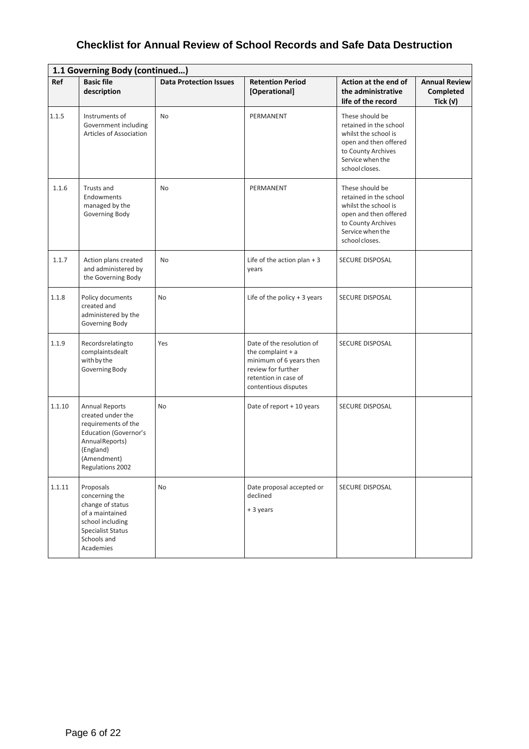# Checklist for Annual Review of School Records and Safe Data Destruction

| 1.1 Governing Body (continued…) | | | | | |
|---|---|---|---|---|---|
| **Ref** | **Basic file description** | **Data Protection Issues** | **Retention Period [Operational]** | **Action at the end of the administrative life of the record** | **Annual Review Completed Tick (√)** |
| 1.1.5 | Instruments of Government including Articles of Association | No | PERMANENT | These should be retained in the school whilst the school is open and then offered to County Archives Service when the school closes. | |
| 1.1.6 | Trusts and Endowments managed by the Governing Body | No | PERMANENT | These should be retained in the school whilst the school is open and then offered to County Archives Service when the school closes. | |
| 1.1.7 | Action plans created and administered by the Governing Body | No | Life of the action plan + 3 years | SECURE DISPOSAL | |
| 1.1.8 | Policy documents created and administered by the Governing Body | No | Life of the policy + 3 years | SECURE DISPOSAL | |
| 1.1.9 | Recordsrelatingto complaintsdealt with by the Governing Body | Yes | Date of the resolution of the complaint + a minimum of 6 years then review for further retention in case of contentious disputes | SECURE DISPOSAL | |
| 1.1.10 | Annual Reports created under the requirements of the Education (Governor's AnnualReports) (England) (Amendment) Regulations 2002 | No | Date of report + 10 years | SECURE DISPOSAL | |
| 1.1.11 | Proposals concerning the change of status of a maintained school including Specialist Status Schools and Academies | No | Date proposal accepted or declined + 3 years | SECURE DISPOSAL | |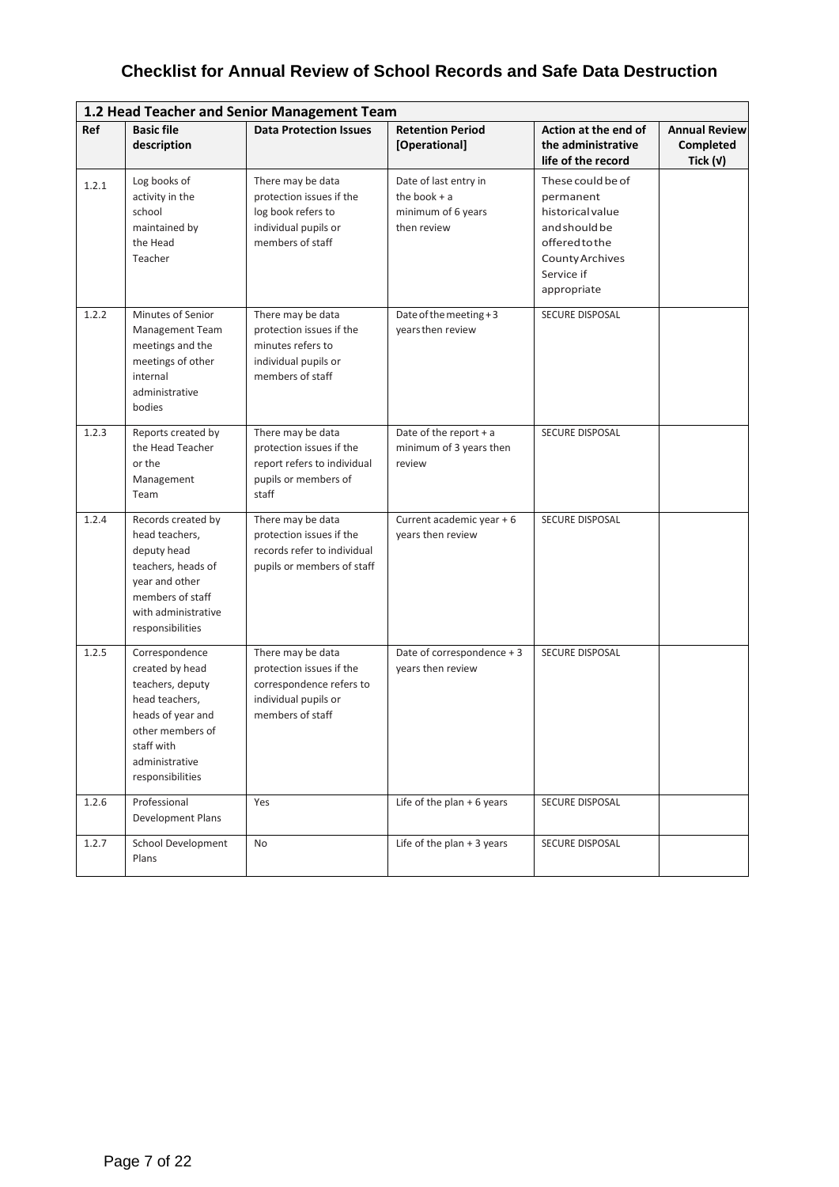# Checklist for Annual Review of School Records and Safe Data Destruction

| 1.2 Head Teacher and Senior Management Team | | | | | |
|---|---|---|---|---|---|
| **Ref** | **Basic file description** | **Data Protection Issues** | **Retention Period [Operational]** | **Action at the end of the administrative life of the record** | **Annual Review Completed Tick (√)** |
| 1.2.1 | Log books of activity in the school maintained by the Head Teacher | There may be data protection issues if the log book refers to individual pupils or members of staff | Date of last entry in the book + a minimum of 6 years then review | These could be of permanent historical value and should be offered to the County Archives Service if appropriate | |
| 1.2.2 | Minutes of Senior Management Team meetings and the meetings of other internal administrative bodies | There may be data protection issues if the minutes refers to individual pupils or members of staff | Date of the meeting + 3 years then review | SECURE DISPOSAL | |
| 1.2.3 | Reports created by the Head Teacher or the Management Team | There may be data protection issues if the report refers to individual pupils or members of staff | Date of the report + a minimum of 3 years then review | SECURE DISPOSAL | |
| 1.2.4 | Records created by head teachers, deputy head teachers, heads of year and other members of staff with administrative responsibilities | There may be data protection issues if the records refer to individual pupils or members of staff | Current academic year + 6 years then review | SECURE DISPOSAL | |
| 1.2.5 | Correspondence created by head teachers, deputy head teachers, heads of year and other members of staff with administrative responsibilities | There may be data protection issues if the correspondence refers to individual pupils or members of staff | Date of correspondence + 3 years then review | SECURE DISPOSAL | |
| 1.2.6 | Professional Development Plans | Yes | Life of the plan + 6 years | SECURE DISPOSAL | |
| 1.2.7 | School Development Plans | No | Life of the plan + 3 years | SECURE DISPOSAL | |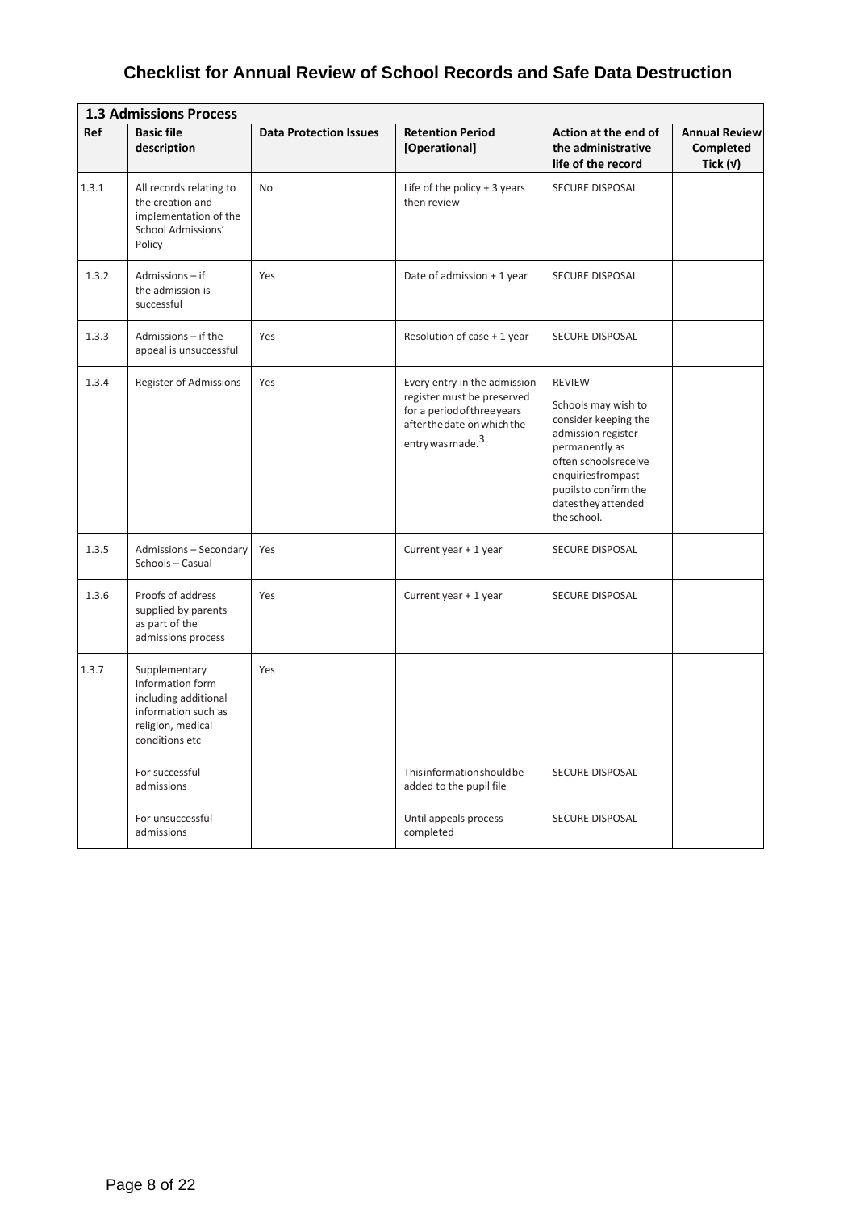# Checklist for Annual Review of School Records and Safe Data Destruction

| **1.3 Admissions Process** | | | | | |
|---|---|---|---|---|---|
| **Ref** | **Basic file description** | **Data Protection Issues** | **Retention Period [Operational]** | **Action at the end of the administrative life of the record** | **Annual Review Completed Tick (√)** |
| 1.3.1 | All records relating to the creation and implementation of the School Admissions' Policy | No | Life of the policy + 3 years then review | SECURE DISPOSAL | |
| 1.3.2 | Admissions – if the admission is successful | Yes | Date of admission + 1 year | SECURE DISPOSAL | |
| 1.3.3 | Admissions – if the appeal is unsuccessful | Yes | Resolution of case + 1 year | SECURE DISPOSAL | |
| 1.3.4 | Register of Admissions | Yes | Every entry in the admission register must be preserved for a period of three years after the date on which the entry was made.[3] | REVIEW<br>Schools may wish to consider keeping the admission register permanently as often schools receive enquiries from past pupils to confirm the dates they attended the school. | |
| 1.3.5 | Admissions – Secondary Schools – Casual | Yes | Current year + 1 year | SECURE DISPOSAL | |
| 1.3.6 | Proofs of address supplied by parents as part of the admissions process | Yes | Current year + 1 year | SECURE DISPOSAL | |
| 1.3.7 | Supplementary Information form including additional information such as religion, medical conditions etc | Yes | | | |
| | For successful admissions | | This information should be added to the pupil file | SECURE DISPOSAL | |
| | For unsuccessful admissions | | Until appeals process completed | SECURE DISPOSAL | |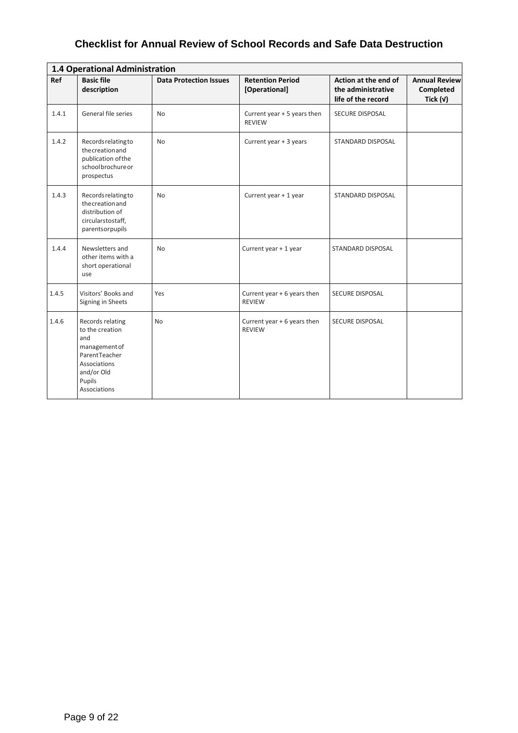# Checklist for Annual Review of School Records and Safe Data Destruction

| **1.4 Operational Administration** | | | | | |
|---|---|---|---|---|---|
| **Ref** | **Basic file description** | **Data Protection Issues** | **Retention Period [Operational]** | **Action at the end of the administrative life of the record** | **Annual Review Completed Tick (√)** |
| 1.4.1 | General file series | No | Current year + 5 years then REVIEW | SECURE DISPOSAL | |
| 1.4.2 | Records relating to the creation and publication of the school brochure or prospectus | No | Current year + 3 years | STANDARD DISPOSAL | |
| 1.4.3 | Records relating to the creation and distribution of circulars to staff, parents or pupils | No | Current year + 1 year | STANDARD DISPOSAL | |
| 1.4.4 | Newsletters and other items with a short operational use | No | Current year + 1 year | STANDARD DISPOSAL | |
| 1.4.5 | Visitors' Books and Signing in Sheets | Yes | Current year + 6 years then REVIEW | SECURE DISPOSAL | |
| 1.4.6 | Records relating to the creation and management of Parent Teacher Associations and/or Old Pupils Associations | No | Current year + 6 years then REVIEW | SECURE DISPOSAL | |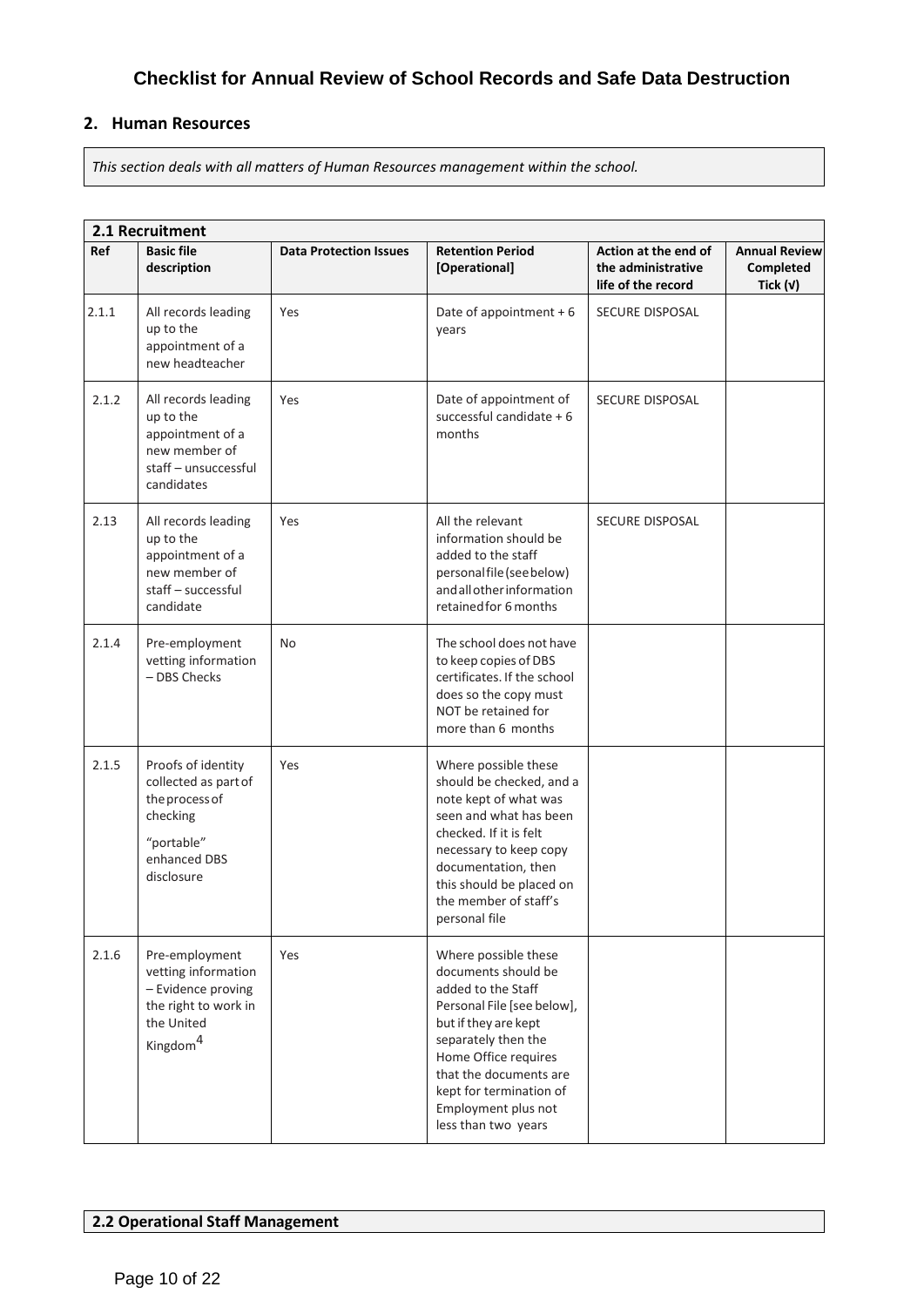## Checklist for Annual Review of School Records and Safe Data Destruction

### 2. Human Resources

*This section deals with all matters of Human Resources management within the school.*

| **2.1 Recruitment** | | | | | |
|---|---|---|---|---|---|
| **Ref** | **Basic file description** | **Data Protection Issues** | **Retention Period [Operational]** | **Action at the end of the administrative life of the record** | **Annual Review Completed Tick (√)** |
| 2.1.1 | All records leading up to the appointment of a new headteacher | Yes | Date of appointment + 6 years | SECURE DISPOSAL | |
| 2.1.2 | All records leading up to the appointment of a new member of staff – unsuccessful candidates | Yes | Date of appointment of successful candidate + 6 months | SECURE DISPOSAL | |
| 2.13 | All records leading up to the appointment of a new member of staff – successful candidate | Yes | All the relevant information should be added to the staff personal file (see below) and all other information retained for 6 months | SECURE DISPOSAL | |
| 2.1.4 | Pre-employment vetting information – DBS Checks | No | The school does not have to keep copies of DBS certificates. If the school does so the copy must NOT be retained for more than 6 months | | |
| 2.1.5 | Proofs of identity collected as part of the process of checking "portable" enhanced DBS disclosure | Yes | Where possible these should be checked, and a note kept of what was seen and what has been checked. If it is felt necessary to keep copy documentation, then this should be placed on the member of staff's personal file | | |
| 2.1.6 | Pre-employment vetting information – Evidence proving the right to work in the United Kingdom[4] | Yes | Where possible these documents should be added to the Staff Personal File [see below], but if they are kept separately then the Home Office requires that the documents are kept for termination of Employment plus not less than two years | | |

**2.2 Operational Staff Management**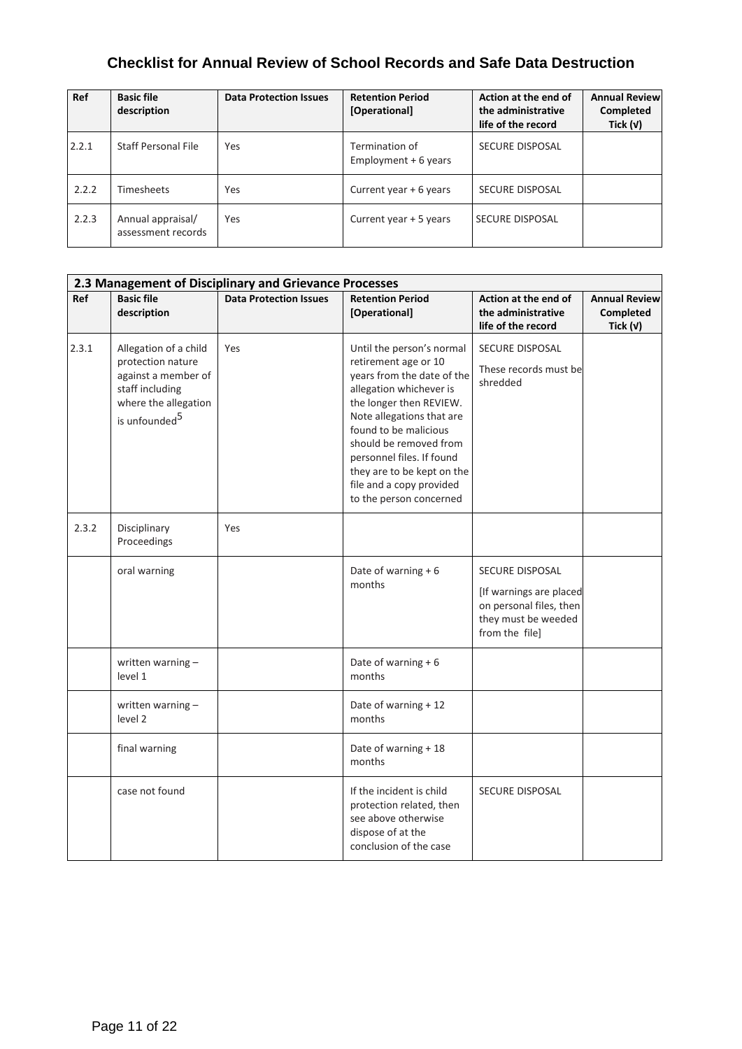# Checklist for Annual Review of School Records and Safe Data Destruction

| Ref | Basic file description | Data Protection Issues | Retention Period [Operational] | Action at the end of the administrative life of the record | Annual Review Completed Tick (√) |
|---|---|---|---|---|---|
| 2.2.1 | Staff Personal File | Yes | Termination of Employment + 6 years | SECURE DISPOSAL | |
| 2.2.2 | Timesheets | Yes | Current year + 6 years | SECURE DISPOSAL | |
| 2.2.3 | Annual appraisal/ assessment records | Yes | Current year + 5 years | SECURE DISPOSAL | |

| **2.3 Management of Disciplinary and Grievance Processes** | | | | | |
|---|---|---|---|---|---|
| **Ref** | **Basic file description** | **Data Protection Issues** | **Retention Period [Operational]** | **Action at the end of the administrative life of the record** | **Annual Review Completed Tick (√)** |
| 2.3.1 | Allegation of a child protection nature against a member of staff including where the allegation is unfounded[5] | Yes | Until the person's normal retirement age or 10 years from the date of the allegation whichever is the longer then REVIEW. Note allegations that are found to be malicious should be removed from personnel files. If found they are to be kept on the file and a copy provided to the person concerned | SECURE DISPOSAL These records must be shredded | |
| 2.3.2 | Disciplinary Proceedings | Yes | | | |
| | oral warning | | Date of warning + 6 months | SECURE DISPOSAL [If warnings are placed on personal files, then they must be weeded from the file] | |
| | written warning – level 1 | | Date of warning + 6 months | | |
| | written warning – level 2 | | Date of warning + 12 months | | |
| | final warning | | Date of warning + 18 months | | |
| | case not found | | If the incident is child protection related, then see above otherwise dispose of at the conclusion of the case | SECURE DISPOSAL | |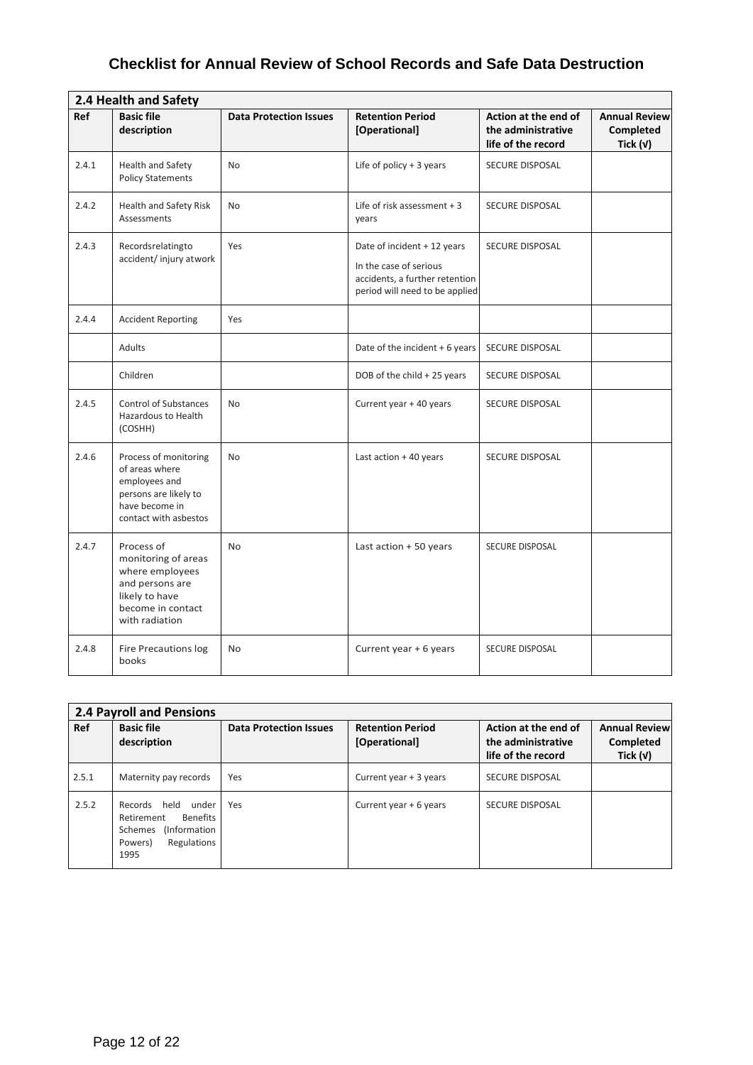# Checklist for Annual Review of School Records and Safe Data Destruction

| 2.4 Health and Safety | | | | | |
|---|---|---|---|---|---|
| **Ref** | **Basic file description** | **Data Protection Issues** | **Retention Period [Operational]** | **Action at the end of the administrative life of the record** | **Annual Review Completed Tick (√)** |
| 2.4.1 | Health and Safety Policy Statements | No | Life of policy + 3 years | SECURE DISPOSAL | |
| 2.4.2 | Health and Safety Risk Assessments | No | Life of risk assessment + 3 years | SECURE DISPOSAL | |
| 2.4.3 | Recordsrelatingto accident/ injury atwork | Yes | Date of incident + 12 years<br>In the case of serious accidents, a further retention period will need to be applied | SECURE DISPOSAL | |
| 2.4.4 | Accident Reporting | Yes | | | |
| | Adults | | Date of the incident + 6 years | SECURE DISPOSAL | |
| | Children | | DOB of the child + 25 years | SECURE DISPOSAL | |
| 2.4.5 | Control of Substances Hazardous to Health (COSHH) | No | Current year + 40 years | SECURE DISPOSAL | |
| 2.4.6 | Process of monitoring of areas where employees and persons are likely to have become in contact with asbestos | No | Last action + 40 years | SECURE DISPOSAL | |
| 2.4.7 | Process of monitoring of areas where employees and persons are likely to have become in contact with radiation | No | Last action + 50 years | SECURE DISPOSAL | |
| 2.4.8 | Fire Precautions log books | No | Current year + 6 years | SECURE DISPOSAL | |

| 2.4 Payroll and Pensions | | | | | |
|---|---|---|---|---|---|
| **Ref** | **Basic file description** | **Data Protection Issues** | **Retention Period [Operational]** | **Action at the end of the administrative life of the record** | **Annual Review Completed Tick (√)** |
| 2.5.1 | Maternity pay records | Yes | Current year + 3 years | SECURE DISPOSAL | |
| 2.5.2 | Records held under Retirement Benefits Schemes (Information Powers) Regulations 1995 | Yes | Current year + 6 years | SECURE DISPOSAL | |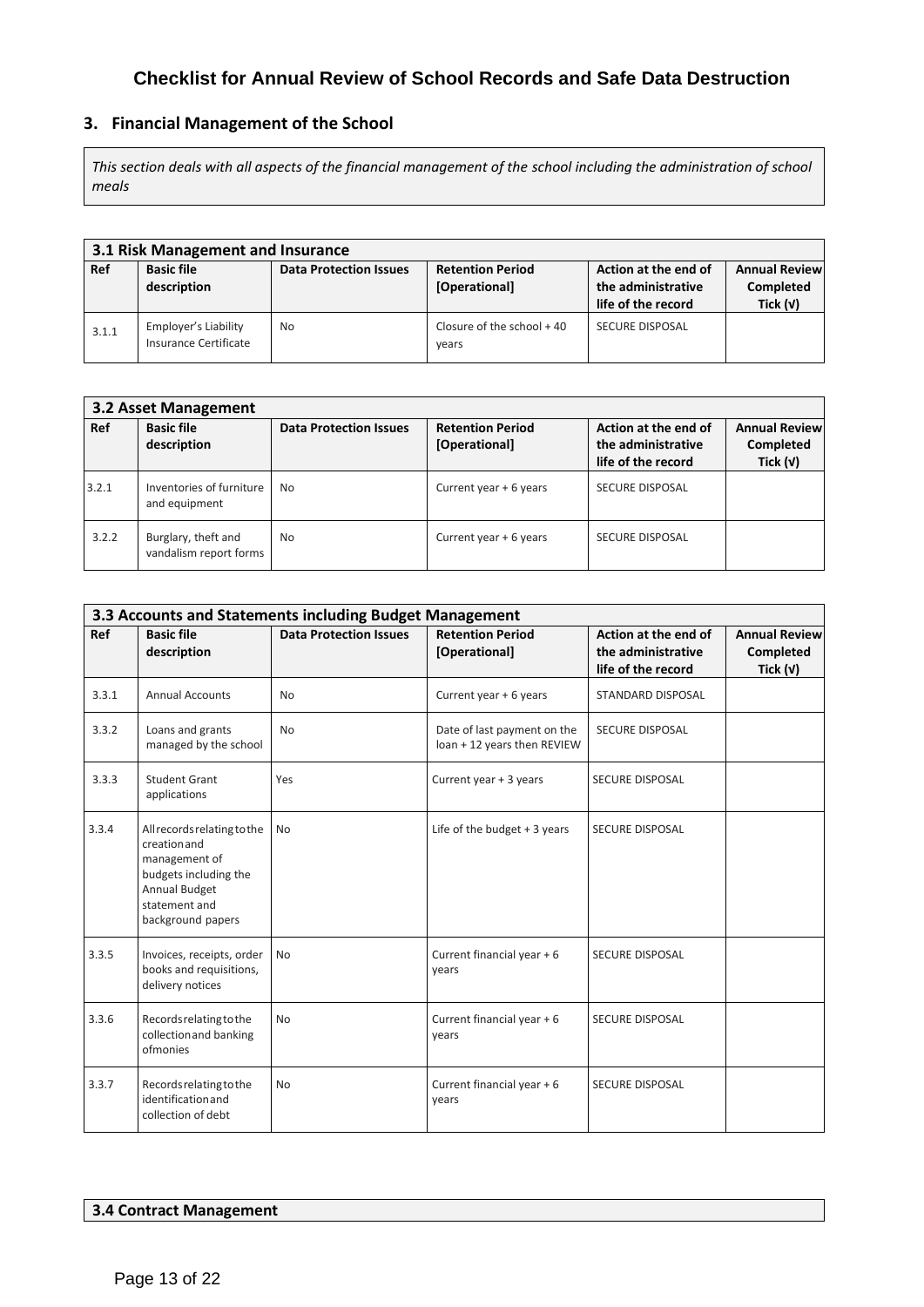# Checklist for Annual Review of School Records and Safe Data Destruction

## 3. Financial Management of the School

*This section deals with all aspects of the financial management of the school including the administration of school meals*

| 3.1 Risk Management and Insurance | | | | | |
|---|---|---|---|---|---|
| **Ref** | **Basic file description** | **Data Protection Issues** | **Retention Period [Operational]** | **Action at the end of the administrative life of the record** | **Annual Review Completed Tick (√)** |
| 3.1.1 | Employer's Liability Insurance Certificate | No | Closure of the school + 40 years | SECURE DISPOSAL | |

| 3.2 Asset Management | | | | | |
|---|---|---|---|---|---|
| **Ref** | **Basic file description** | **Data Protection Issues** | **Retention Period [Operational]** | **Action at the end of the administrative life of the record** | **Annual Review Completed Tick (√)** |
| 3.2.1 | Inventories of furniture and equipment | No | Current year + 6 years | SECURE DISPOSAL | |
| 3.2.2 | Burglary, theft and vandalism report forms | No | Current year + 6 years | SECURE DISPOSAL | |

| 3.3 Accounts and Statements including Budget Management | | | | | |
|---|---|---|---|---|---|
| **Ref** | **Basic file description** | **Data Protection Issues** | **Retention Period [Operational]** | **Action at the end of the administrative life of the record** | **Annual Review Completed Tick (√)** |
| 3.3.1 | Annual Accounts | No | Current year + 6 years | STANDARD DISPOSAL | |
| 3.3.2 | Loans and grants managed by the school | No | Date of last payment on the loan + 12 years then REVIEW | SECURE DISPOSAL | |
| 3.3.3 | Student Grant applications | Yes | Current year + 3 years | SECURE DISPOSAL | |
| 3.3.4 | All records relating to the creation and management of budgets including the Annual Budget statement and background papers | No | Life of the budget + 3 years | SECURE DISPOSAL | |
| 3.3.5 | Invoices, receipts, order books and requisitions, delivery notices | No | Current financial year + 6 years | SECURE DISPOSAL | |
| 3.3.6 | Records relating to the collection and banking of monies | No | Current financial year + 6 years | SECURE DISPOSAL | |
| 3.3.7 | Records relating to the identification and collection of debt | No | Current financial year + 6 years | SECURE DISPOSAL | |

| 3.4 Contract Management |
|---|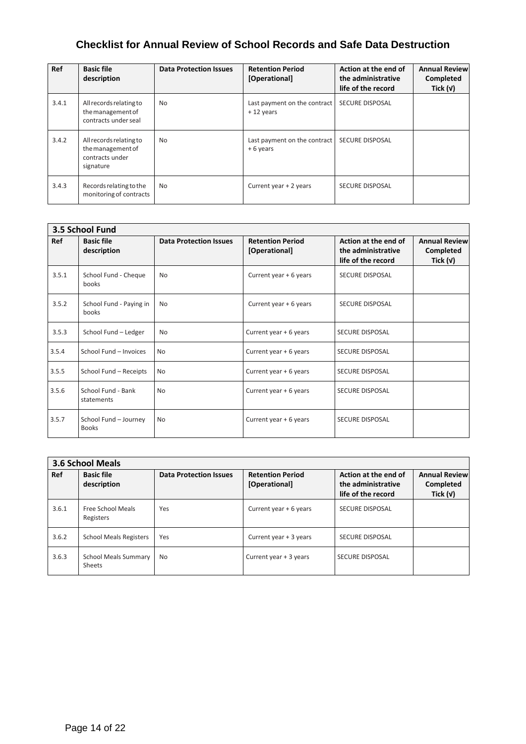# Checklist for Annual Review of School Records and Safe Data Destruction

| Ref | Basic file description | Data Protection Issues | Retention Period [Operational] | Action at the end of the administrative life of the record | Annual Review Completed Tick (√) |
|---|---|---|---|---|---|
| 3.4.1 | All records relating to the management of contracts under seal | No | Last payment on the contract + 12 years | SECURE DISPOSAL | |
| 3.4.2 | All records relating to the management of contracts under signature | No | Last payment on the contract + 6 years | SECURE DISPOSAL | |
| 3.4.3 | Records relating to the monitoring of contracts | No | Current year + 2 years | SECURE DISPOSAL | |

| 3.5 School Fund | | | | | |
|---|---|---|---|---|---|
| **Ref** | **Basic file description** | **Data Protection Issues** | **Retention Period [Operational]** | **Action at the end of the administrative life of the record** | **Annual Review Completed Tick (√)** |
| 3.5.1 | School Fund - Cheque books | No | Current year + 6 years | SECURE DISPOSAL | |
| 3.5.2 | School Fund - Paying in books | No | Current year + 6 years | SECURE DISPOSAL | |
| 3.5.3 | School Fund – Ledger | No | Current year + 6 years | SECURE DISPOSAL | |
| 3.5.4 | School Fund – Invoices | No | Current year + 6 years | SECURE DISPOSAL | |
| 3.5.5 | School Fund – Receipts | No | Current year + 6 years | SECURE DISPOSAL | |
| 3.5.6 | School Fund - Bank statements | No | Current year + 6 years | SECURE DISPOSAL | |
| 3.5.7 | School Fund – Journey Books | No | Current year + 6 years | SECURE DISPOSAL | |

| 3.6 School Meals | | | | | |
|---|---|---|---|---|---|
| **Ref** | **Basic file description** | **Data Protection Issues** | **Retention Period [Operational]** | **Action at the end of the administrative life of the record** | **Annual Review Completed Tick (√)** |
| 3.6.1 | Free School Meals Registers | Yes | Current year + 6 years | SECURE DISPOSAL | |
| 3.6.2 | School Meals Registers | Yes | Current year + 3 years | SECURE DISPOSAL | |
| 3.6.3 | School Meals Summary Sheets | No | Current year + 3 years | SECURE DISPOSAL | |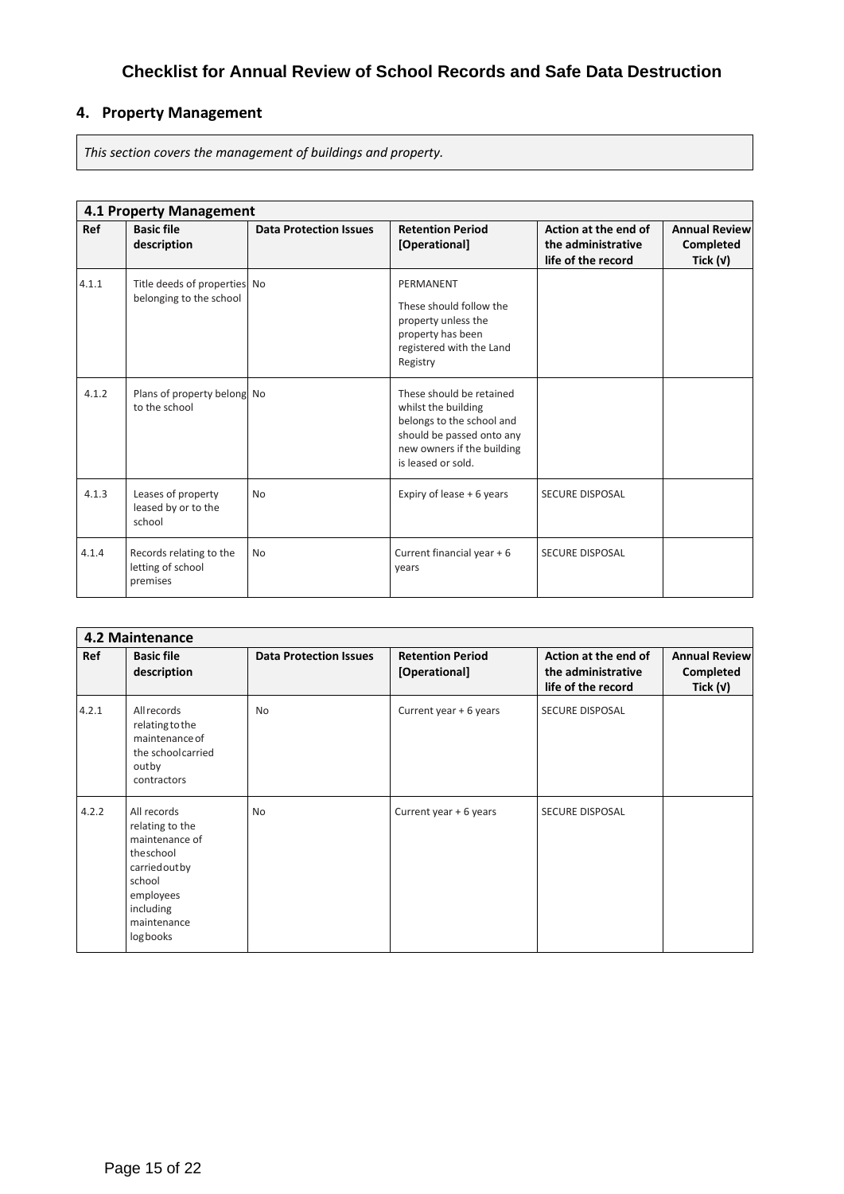# Checklist for Annual Review of School Records and Safe Data Destruction

## 4. Property Management

*This section covers the management of buildings and property.*

| **4.1 Property Management** | | | | | |
|---|---|---|---|---|---|
| **Ref** | **Basic file description** | **Data Protection Issues** | **Retention Period [Operational]** | **Action at the end of the administrative life of the record** | **Annual Review Completed Tick (√)** |
| 4.1.1 | Title deeds of properties belonging to the school | No | PERMANENT<br>These should follow the property unless the property has been registered with the Land Registry | | |
| 4.1.2 | Plans of property belong to the school | No | These should be retained whilst the building belongs to the school and should be passed onto any new owners if the building is leased or sold. | | |
| 4.1.3 | Leases of property leased by or to the school | No | Expiry of lease + 6 years | SECURE DISPOSAL | |
| 4.1.4 | Records relating to the letting of school premises | No | Current financial year + 6 years | SECURE DISPOSAL | |

| **4.2 Maintenance** | | | | | |
|---|---|---|---|---|---|
| **Ref** | **Basic file description** | **Data Protection Issues** | **Retention Period [Operational]** | **Action at the end of the administrative life of the record** | **Annual Review Completed Tick (√)** |
| 4.2.1 | All records relating to the maintenance of the school carried out by contractors | No | Current year + 6 years | SECURE DISPOSAL | |
| 4.2.2 | All records relating to the maintenance of the school carried out by school employees including maintenance log books | No | Current year + 6 years | SECURE DISPOSAL | |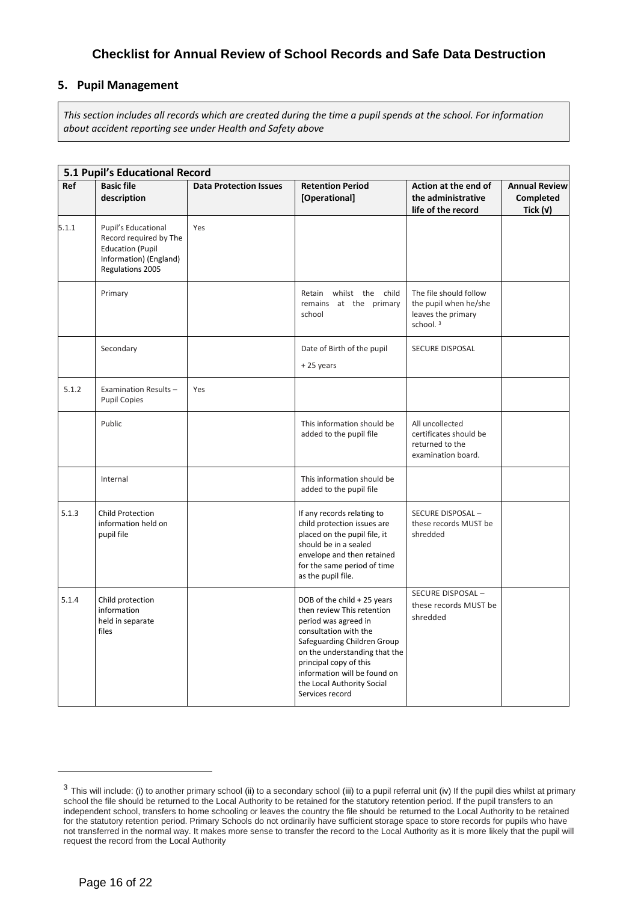## Checklist for Annual Review of School Records and Safe Data Destruction

### 5. Pupil Management

*This section includes all records which are created during the time a pupil spends at the school. For information about accident reporting see under Health and Safety above*

| **5.1 Pupil's Educational Record** | | | | | |
|---|---|---|---|---|---|
| **Ref** | **Basic file description** | **Data Protection Issues** | **Retention Period [Operational]** | **Action at the end of the administrative life of the record** | **Annual Review Completed Tick (√)** |
| 5.1.1 | Pupil's Educational Record required by The Education (Pupil Information) (England) Regulations 2005 | Yes | | | |
| | Primary | | Retain whilst the child remains at the primary school | The file should follow the pupil when he/she leaves the primary school. [3] | |
| | Secondary | | Date of Birth of the pupil + 25 years | SECURE DISPOSAL | |
| 5.1.2 | Examination Results – Pupil Copies | Yes | | | |
| | Public | | This information should be added to the pupil file | All uncollected certificates should be returned to the examination board. | |
| | Internal | | This information should be added to the pupil file | | |
| 5.1.3 | Child Protection information held on pupil file | | If any records relating to child protection issues are placed on the pupil file, it should be in a sealed envelope and then retained for the same period of time as the pupil file. | SECURE DISPOSAL – these records MUST be shredded | |
| 5.1.4 | Child protection information held in separate files | | DOB of the child + 25 years then review This retention period was agreed in consultation with the Safeguarding Children Group on the understanding that the principal copy of this information will be found on the Local Authority Social Services record | SECURE DISPOSAL – these records MUST be shredded | |

[3] This will include: (i) to another primary school (ii) to a secondary school (iii) to a pupil referral unit (iv) If the pupil dies whilst at primary school the file should be returned to the Local Authority to be retained for the statutory retention period. If the pupil transfers to an independent school, transfers to home schooling or leaves the country the file should be returned to the Local Authority to be retained for the statutory retention period. Primary Schools do not ordinarily have sufficient storage space to store records for pupils who have not transferred in the normal way. It makes more sense to transfer the record to the Local Authority as it is more likely that the pupil will request the record from the Local Authority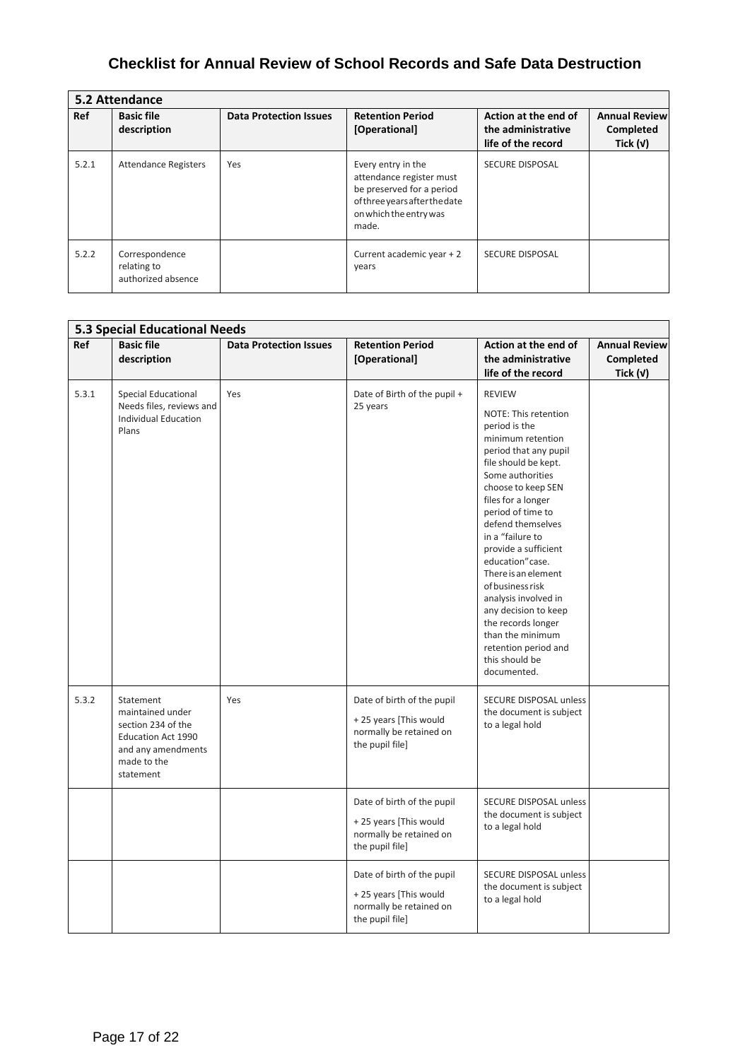# Checklist for Annual Review of School Records and Safe Data Destruction

| **5.2 Attendance** | | | | | |
|---|---|---|---|---|---|
| **Ref** | **Basic file description** | **Data Protection Issues** | **Retention Period [Operational]** | **Action at the end of the administrative life of the record** | **Annual Review Completed Tick (√)** |
| 5.2.1 | Attendance Registers | Yes | Every entry in the attendance register must be preserved for a period of three years after the date on which the entry was made. | SECURE DISPOSAL | |
| 5.2.2 | Correspondence relating to authorized absence | | Current academic year + 2 years | SECURE DISPOSAL | |

| **5.3 Special Educational Needs** | | | | | |
|---|---|---|---|---|---|
| **Ref** | **Basic file description** | **Data Protection Issues** | **Retention Period [Operational]** | **Action at the end of the administrative life of the record** | **Annual Review Completed Tick (√)** |
| 5.3.1 | Special Educational Needs files, reviews and Individual Education Plans | Yes | Date of Birth of the pupil + 25 years | REVIEW<br>NOTE: This retention period is the minimum retention period that any pupil file should be kept. Some authorities choose to keep SEN files for a longer period of time to defend themselves in a "failure to provide a sufficient education" case. There is an element of business risk analysis involved in any decision to keep the records longer than the minimum retention period and this should be documented. | |
| 5.3.2 | Statement maintained under section 234 of the Education Act 1990 and any amendments made to the statement | Yes | Date of birth of the pupil + 25 years [This would normally be retained on the pupil file] | SECURE DISPOSAL unless the document is subject to a legal hold | |
| | | | Date of birth of the pupil + 25 years [This would normally be retained on the pupil file] | SECURE DISPOSAL unless the document is subject to a legal hold | |
| | | | Date of birth of the pupil + 25 years [This would normally be retained on the pupil file] | SECURE DISPOSAL unless the document is subject to a legal hold | |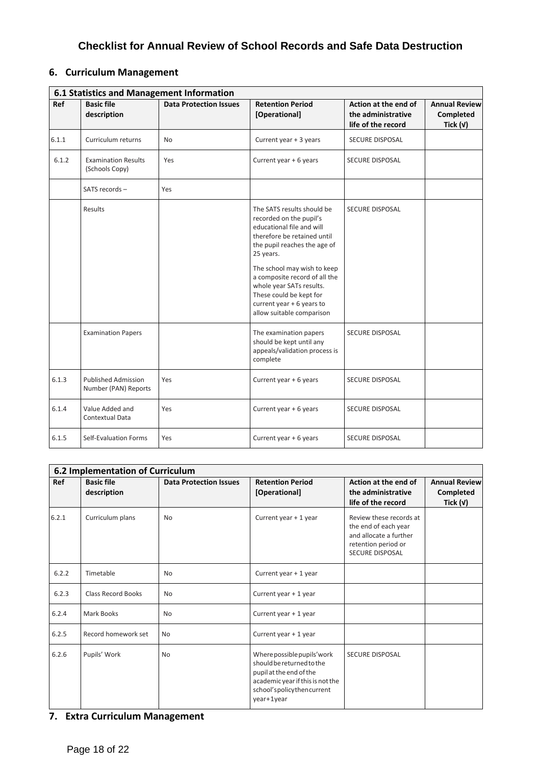# Checklist for Annual Review of School Records and Safe Data Destruction

## 6. Curriculum Management

| 6.1 Statistics and Management Information | | | | | |
|---|---|---|---|---|---|
| **Ref** | **Basic file description** | **Data Protection Issues** | **Retention Period [Operational]** | **Action at the end of the administrative life of the record** | **Annual Review Completed Tick (√)** |
| 6.1.1 | Curriculum returns | No | Current year + 3 years | SECURE DISPOSAL | |
| 6.1.2 | Examination Results (Schools Copy) | Yes | Current year + 6 years | SECURE DISPOSAL | |
| | SATS records – | Yes | | | |
| | Results | | The SATS results should be recorded on the pupil's educational file and will therefore be retained until the pupil reaches the age of 25 years. The school may wish to keep a composite record of all the whole year SATs results. These could be kept for current year + 6 years to allow suitable comparison | SECURE DISPOSAL | |
| | Examination Papers | | The examination papers should be kept until any appeals/validation process is complete | SECURE DISPOSAL | |
| 6.1.3 | Published Admission Number (PAN) Reports | Yes | Current year + 6 years | SECURE DISPOSAL | |
| 6.1.4 | Value Added and Contextual Data | Yes | Current year + 6 years | SECURE DISPOSAL | |
| 6.1.5 | Self-Evaluation Forms | Yes | Current year + 6 years | SECURE DISPOSAL | |

| 6.2 Implementation of Curriculum | | | | | |
|---|---|---|---|---|---|
| **Ref** | **Basic file description** | **Data Protection Issues** | **Retention Period [Operational]** | **Action at the end of the administrative life of the record** | **Annual Review Completed Tick (√)** |
| 6.2.1 | Curriculum plans | No | Current year + 1 year | Review these records at the end of each year and allocate a further retention period or SECURE DISPOSAL | |
| 6.2.2 | Timetable | No | Current year + 1 year | | |
| 6.2.3 | Class Record Books | No | Current year + 1 year | | |
| 6.2.4 | Mark Books | No | Current year + 1 year | | |
| 6.2.5 | Record homework set | No | Current year + 1 year | | |
| 6.2.6 | Pupils' Work | No | Where possible pupils' work should be returned to the pupil at the end of the academic year if this is not the school's policy then current year+1year | SECURE DISPOSAL | |

## 7. Extra Curriculum Management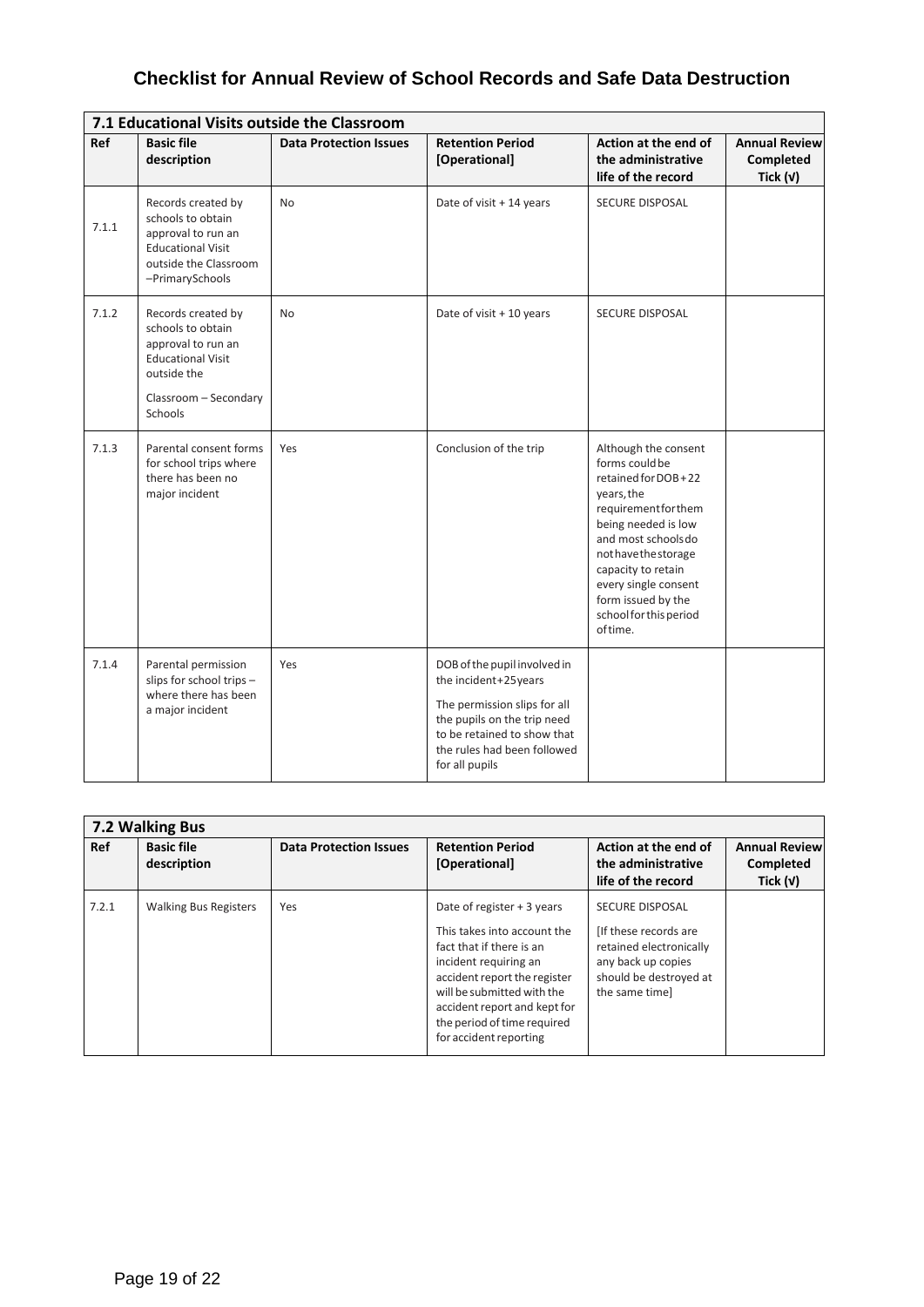# Checklist for Annual Review of School Records and Safe Data Destruction

| **7.1 Educational Visits outside the Classroom** | | | | | |
|---|---|---|---|---|---|
| **Ref** | **Basic file description** | **Data Protection Issues** | **Retention Period [Operational]** | **Action at the end of the administrative life of the record** | **Annual Review Completed Tick (√)** |
| 7.1.1 | Records created by schools to obtain approval to run an Educational Visit outside the Classroom –PrimarySchools | No | Date of visit + 14 years | SECURE DISPOSAL | |
| 7.1.2 | Records created by schools to obtain approval to run an Educational Visit outside the Classroom – Secondary Schools | No | Date of visit + 10 years | SECURE DISPOSAL | |
| 7.1.3 | Parental consent forms for school trips where there has been no major incident | Yes | Conclusion of the trip | Although the consent forms could be retained for DOB + 22 years, the requirement for them being needed is low and most schools do not have the storage capacity to retain every single consent form issued by the school for this period of time. | |
| 7.1.4 | Parental permission slips for school trips – where there has been a major incident | Yes | DOB of the pupil involved in the incident + 25 years<br><br>The permission slips for all the pupils on the trip need to be retained to show that the rules had been followed for all pupils | | |

| **7.2 Walking Bus** | | | | | |
|---|---|---|---|---|---|
| **Ref** | **Basic file description** | **Data Protection Issues** | **Retention Period [Operational]** | **Action at the end of the administrative life of the record** | **Annual Review Completed Tick (√)** |
| 7.2.1 | Walking Bus Registers | Yes | Date of register + 3 years<br><br>This takes into account the fact that if there is an incident requiring an accident report the register will be submitted with the accident report and kept for the period of time required for accident reporting | SECURE DISPOSAL<br><br>[If these records are retained electronically any back up copies should be destroyed at the same time] | |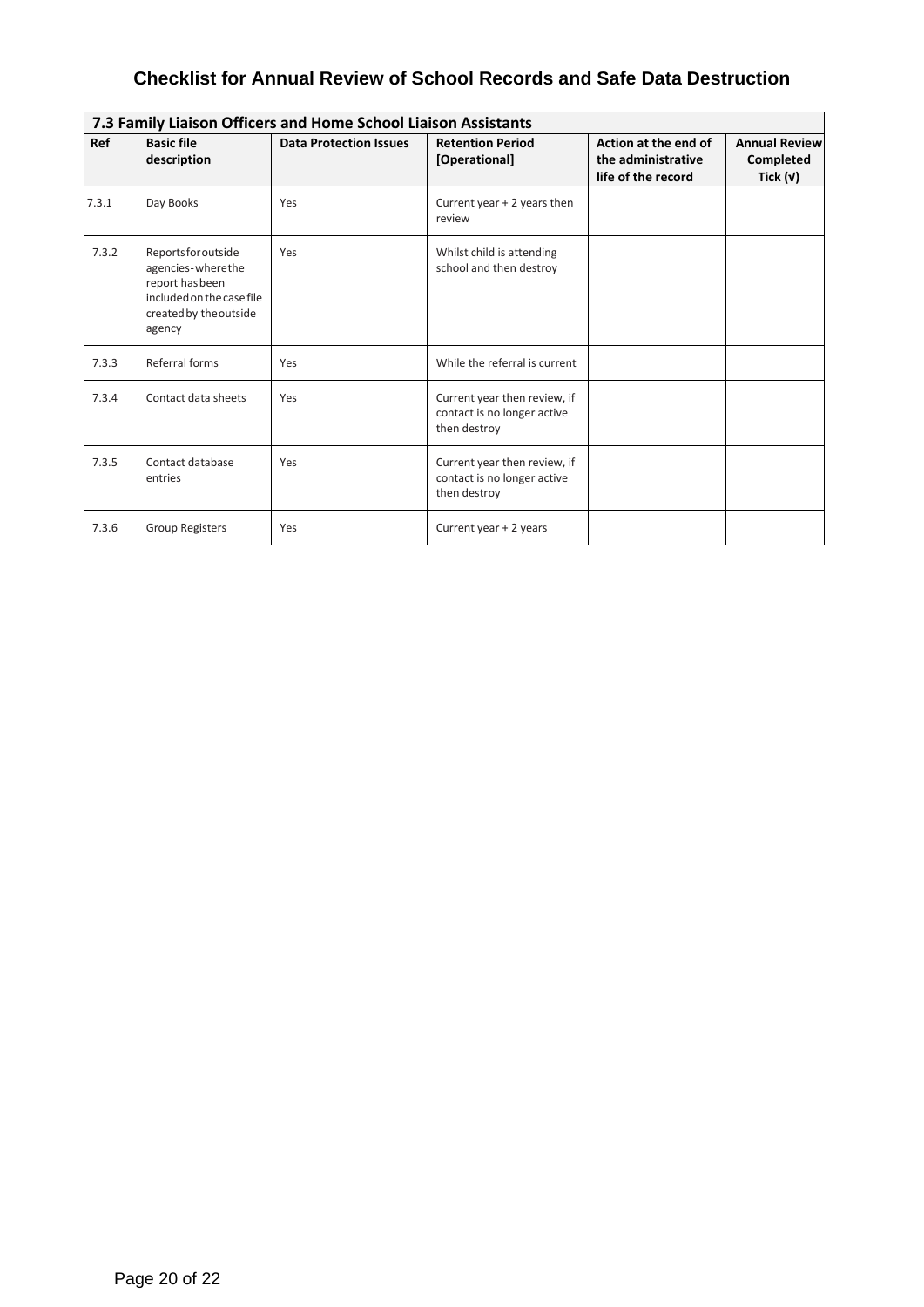# Checklist for Annual Review of School Records and Safe Data Destruction

| 7.3 Family Liaison Officers and Home School Liaison Assistants | | | | | |
|---|---|---|---|---|---|
| **Ref** | **Basic file description** | **Data Protection Issues** | **Retention Period [Operational]** | **Action at the end of the administrative life of the record** | **Annual Review Completed Tick (√)** |
| 7.3.1 | Day Books | Yes | Current year + 2 years then review | | |
| 7.3.2 | Reports for outside agencies - where the report has been included on the case file created by the outside agency | Yes | Whilst child is attending school and then destroy | | |
| 7.3.3 | Referral forms | Yes | While the referral is current | | |
| 7.3.4 | Contact data sheets | Yes | Current year then review, if contact is no longer active then destroy | | |
| 7.3.5 | Contact database entries | Yes | Current year then review, if contact is no longer active then destroy | | |
| 7.3.6 | Group Registers | Yes | Current year + 2 years | | |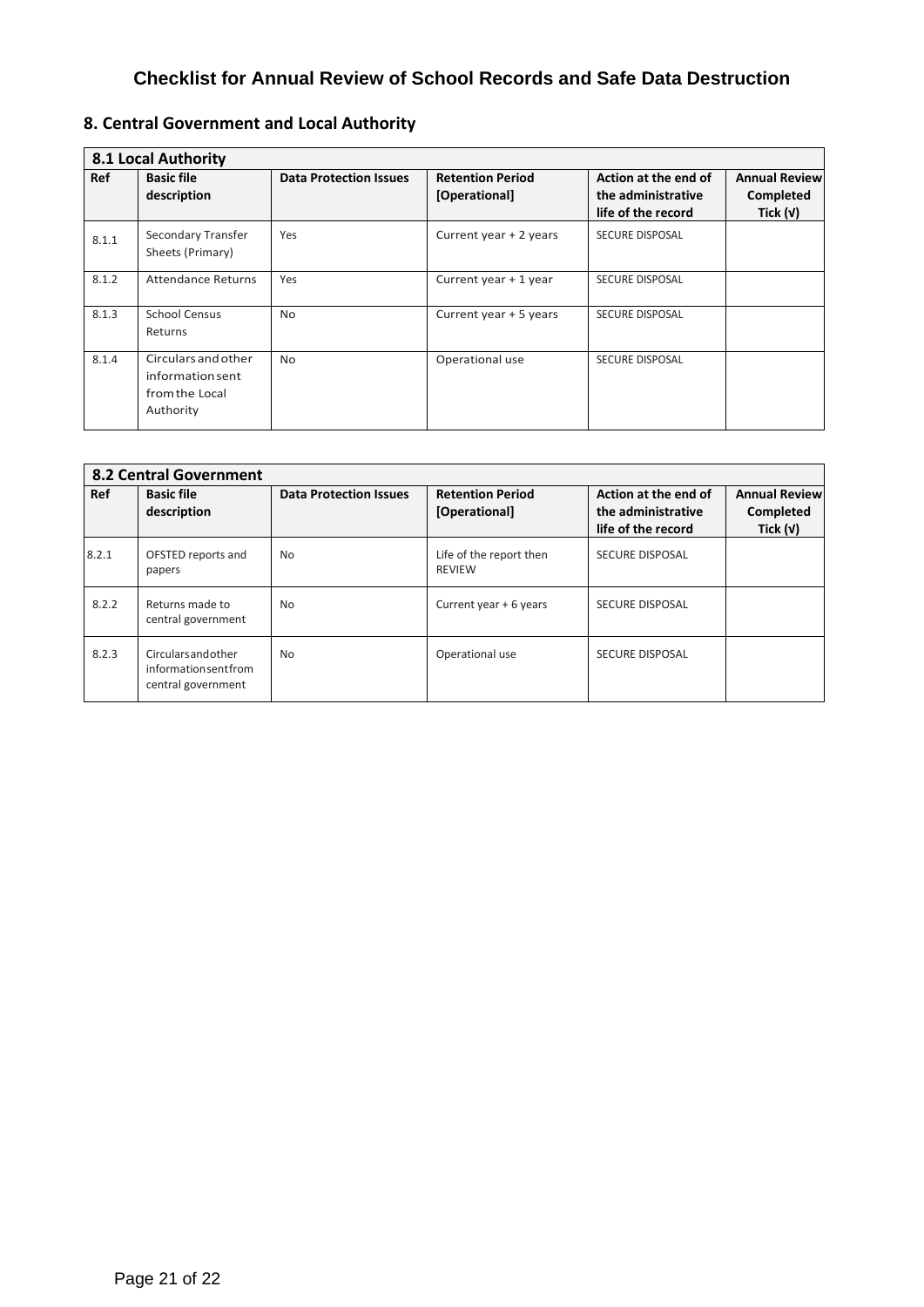## Checklist for Annual Review of School Records and Safe Data Destruction

### 8. Central Government and Local Authority

| 8.1 Local Authority | | | | | |
|---|---|---|---|---|---|
| **Ref** | **Basic file description** | **Data Protection Issues** | **Retention Period [Operational]** | **Action at the end of the administrative life of the record** | **Annual Review Completed Tick (√)** |
| 8.1.1 | Secondary Transfer Sheets (Primary) | Yes | Current year + 2 years | SECURE DISPOSAL | |
| 8.1.2 | Attendance Returns | Yes | Current year + 1 year | SECURE DISPOSAL | |
| 8.1.3 | School Census Returns | No | Current year + 5 years | SECURE DISPOSAL | |
| 8.1.4 | Circulars and other information sent from the Local Authority | No | Operational use | SECURE DISPOSAL | |

| 8.2 Central Government | | | | | |
|---|---|---|---|---|---|
| **Ref** | **Basic file description** | **Data Protection Issues** | **Retention Period [Operational]** | **Action at the end of the administrative life of the record** | **Annual Review Completed Tick (√)** |
| 8.2.1 | OFSTED reports and papers | No | Life of the report then REVIEW | SECURE DISPOSAL | |
| 8.2.2 | Returns made to central government | No | Current year + 6 years | SECURE DISPOSAL | |
| 8.2.3 | Circulars and other information sent from central government | No | Operational use | SECURE DISPOSAL | |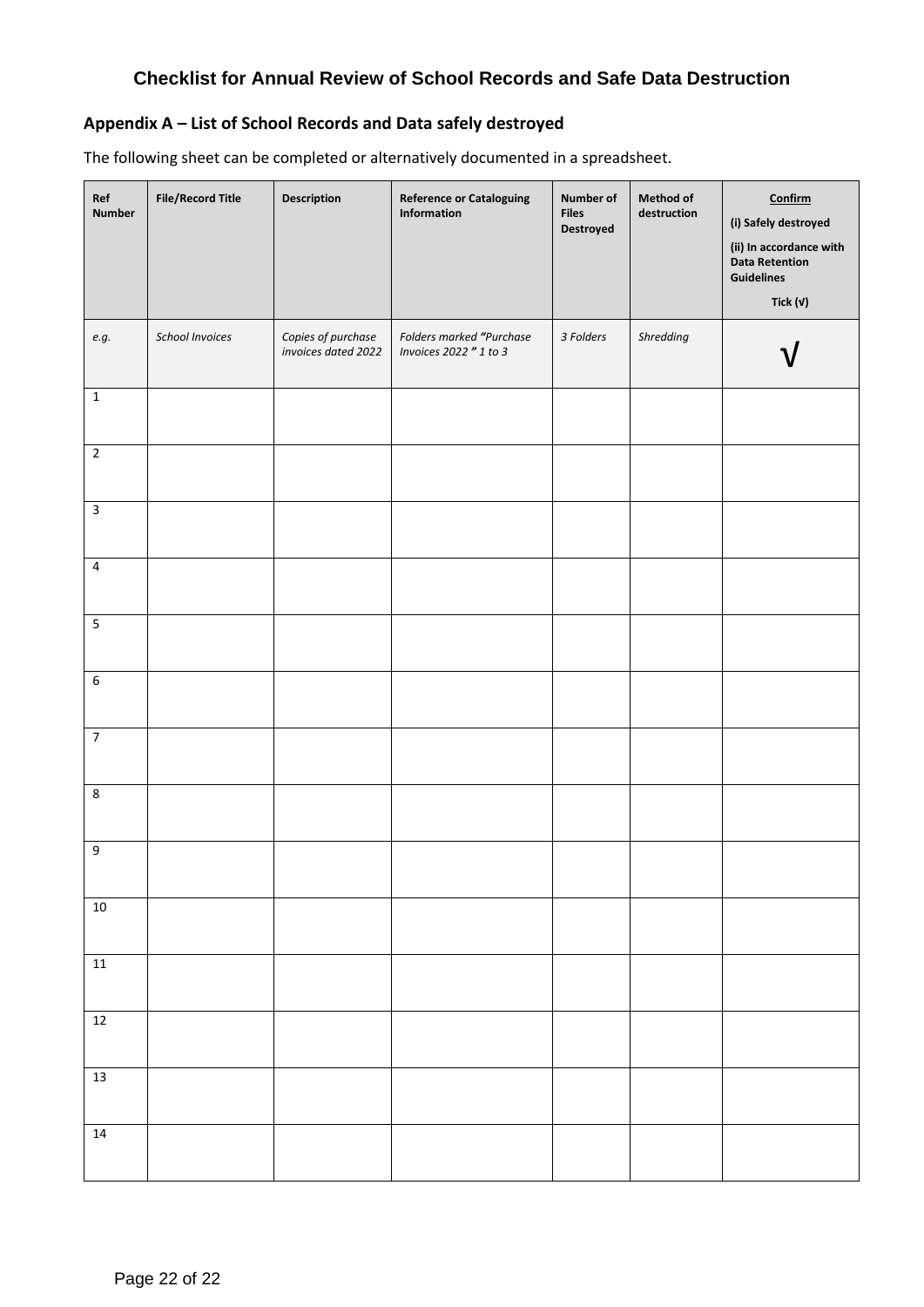# Checklist for Annual Review of School Records and Safe Data Destruction

## Appendix A – List of School Records and Data safely destroyed

The following sheet can be completed or alternatively documented in a spreadsheet.

| **Ref Number** | **File/Record Title** | **Description** | **Reference or Cataloguing Information** | **Number of Files Destroyed** | **Method of destruction** | **Confirm** (i) Safely destroyed (ii) In accordance with Data Retention Guidelines Tick (√) |
|---|---|---|---|---|---|---|
| *e.g.* | *School Invoices* | *Copies of purchase invoices dated 2022* | *Folders marked "Purchase Invoices 2022" 1 to 3* | *3 Folders* | *Shredding* | √ |
| 1 | | | | | | |
| 2 | | | | | | |
| 3 | | | | | | |
| 4 | | | | | | |
| 5 | | | | | | |
| 6 | | | | | | |
| 7 | | | | | | |
| 8 | | | | | | |
| 9 | | | | | | |
| 10 | | | | | | |
| 11 | | | | | | |
| 12 | | | | | | |
| 13 | | | | | | |
| 14 | | | | | | |